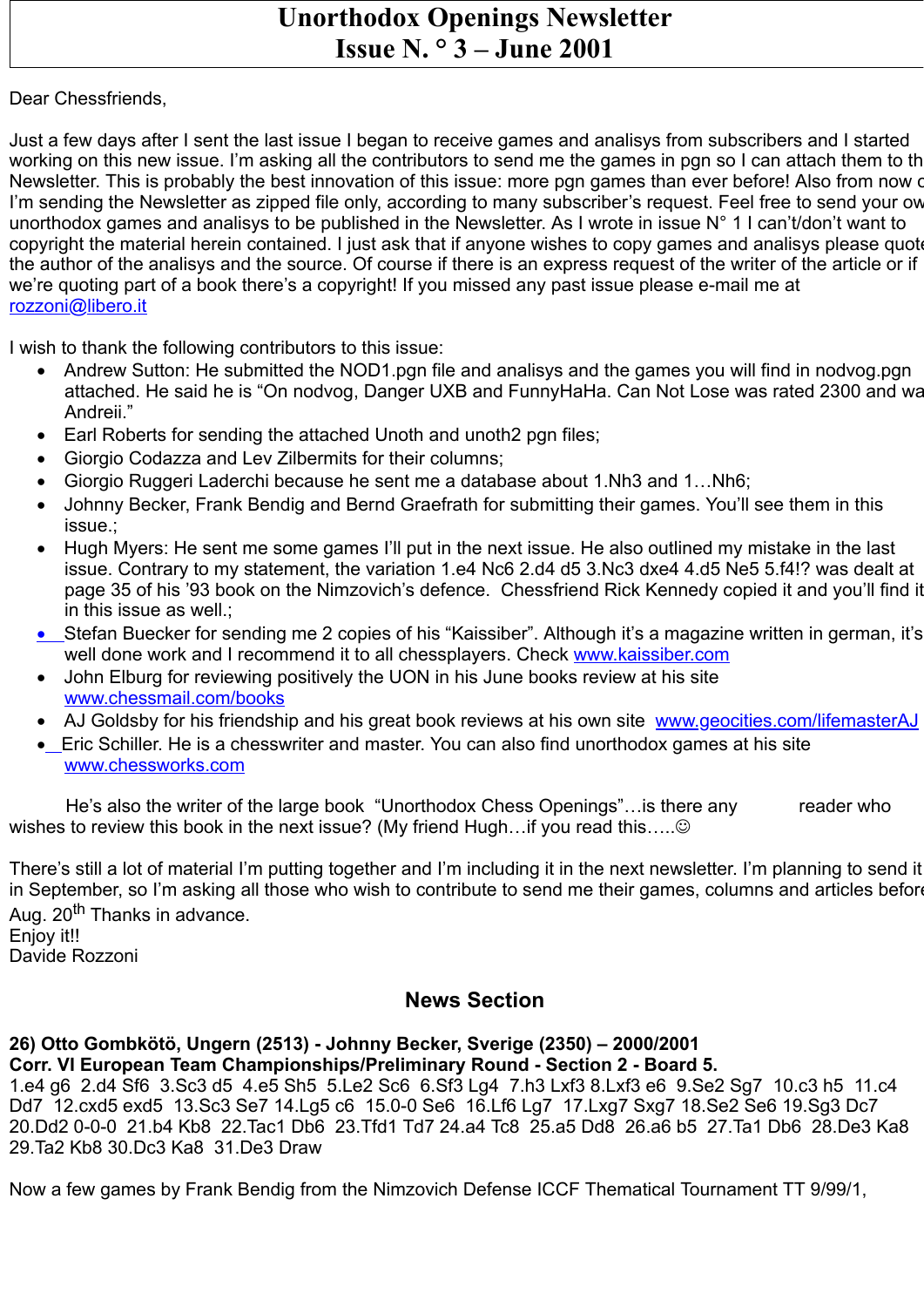# Unorthodox Openings Newsletter
# Issue N. ° 3 – June 2001

Dear Chessfriends,

Just a few days after I sent the last issue I began to receive games and analisys from subscribers and I started working on this new issue. I'm asking all the contributors to send me the games in pgn so I can attach them to th Newsletter. This is probably the best innovation of this issue: more pgn games than ever before! Also from now o I'm sending the Newsletter as zipped file only, according to many subscriber's request. Feel free to send your ow unorthodox games and analisys to be published in the Newsletter. As I wrote in issue N° 1 I can't/don't want to copyright the material herein contained. I just ask that if anyone wishes to copy games and analisys please quote the author of the analisys and the source. Of course if there is an express request of the writer of the article or if we're quoting part of a book there's a copyright! If you missed any past issue please e-mail me at rozzoni@libero.it

I wish to thank the following contributors to this issue:

- Andrew Sutton: He submitted the NOD1.pgn file and analisys and the games you will find in nodvog.pgn attached. He said he is "On nodvog, Danger UXB and FunnyHaHa. Can Not Lose was rated 2300 and wa Andreii."
- Earl Roberts for sending the attached Unoth and unoth2 pgn files;
- Giorgio Codazza and Lev Zilbermits for their columns;
- Giorgio Ruggeri Laderchi because he sent me a database about 1.Nh3 and 1…Nh6;
- Johnny Becker, Frank Bendig and Bernd Graefrath for submitting their games. You'll see them in this issue.;
- Hugh Myers: He sent me some games I'll put in the next issue. He also outlined my mistake in the last issue. Contrary to my statement, the variation 1.e4 Nc6 2.d4 d5 3.Nc3 dxe4 4.d5 Ne5 5.f4!? was dealt at page 35 of his '93 book on the Nimzovich's defence. Chessfriend Rick Kennedy copied it and you'll find it in this issue as well.;
- Stefan Buecker for sending me 2 copies of his "Kaissiber". Although it's a magazine written in german, it's well done work and I recommend it to all chessplayers. Check www.kaissiber.com
- John Elburg for reviewing positively the UON in his June books review at his site www.chessmail.com/books
- AJ Goldsby for his friendship and his great book reviews at his own site www.geocities.com/lifemasterAJ
- Eric Schiller. He is a chesswriter and master. You can also find unorthodox games at his site www.chessworks.com

He's also the writer of the large book "Unorthodox Chess Openings"…is there any reader who wishes to review this book in the next issue? (My friend Hugh…if you read this…..☺

There's still a lot of material I'm putting together and I'm including it in the next newsletter. I'm planning to send it in September, so I'm asking all those who wish to contribute to send me their games, columns and articles before Aug. 20th Thanks in advance.
Enjoy it!!
Davide Rozzoni

## News Section

**26) Otto Gombkötö, Ungern (2513) - Johnny Becker, Sverige (2350) – 2000/2001**
**Corr. VI European Team Championships/Preliminary Round - Section 2 - Board 5.**
1.e4 g6 2.d4 Sf6 3.Sc3 d5 4.e5 Sh5 5.Le2 Sc6 6.Sf3 Lg4 7.h3 Lxf3 8.Lxf3 e6 9.Se2 Sg7 10.c3 h5 11.c4 Dd7 12.cxd5 exd5 13.Sc3 Se7 14.Lg5 c6 15.0-0 Se6 16.Lf6 Lg7 17.Lxg7 Sxg7 18.Se2 Se6 19.Sg3 Dc7 20.Dd2 0-0-0 21.b4 Kb8 22.Tac1 Db6 23.Tfd1 Td7 24.a4 Tc8 25.a5 Dd8 26.a6 b5 27.Ta1 Db6 28.De3 Ka8 29.Ta2 Kb8 30.Dc3 Ka8 31.De3 Draw

Now a few games by Frank Bendig from the Nimzovich Defense ICCF Thematical Tournament TT 9/99/1,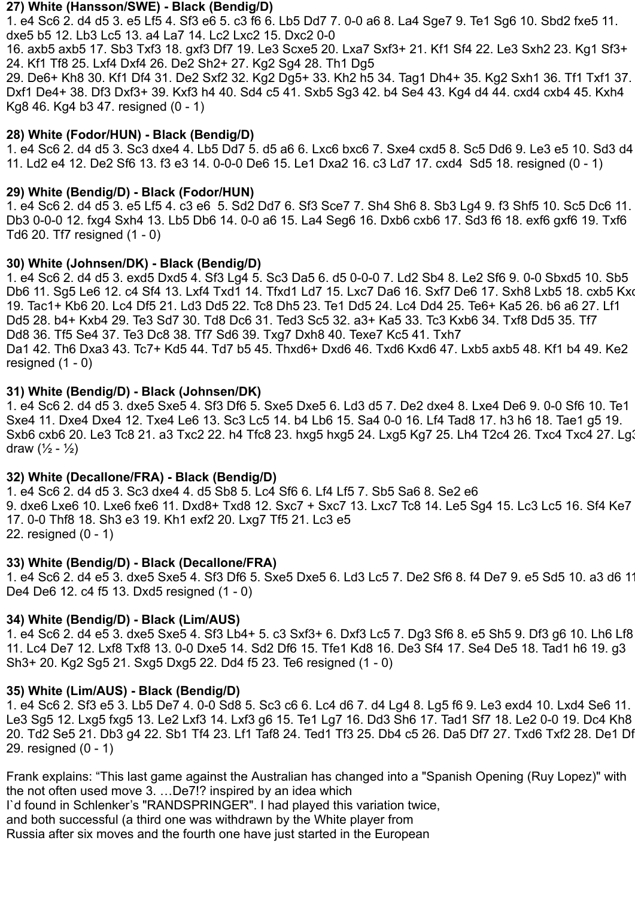27) White (Hansson/SWE) - Black (Bendig/D)
1. e4 Sc6 2. d4 d5 3. e5 Lf5 4. Sf3 e6 5. c3 f6 6. Lb5 Dd7 7. 0-0 a6 8. La4 Sge7 9. Te1 Sg6 10. Sbd2 fxe5 11. dxe5 b5 12. Lb3 Lc5 13. a4 La7 14. Lc2 Lxc2 15. Dxc2 0-0
16. axb5 axb5 17. Sb3 Txf3 18. gxf3 Df7 19. Le3 Scxe5 20. Lxa7 Sxf3+ 21. Kf1 Sf4 22. Le3 Sxh2 23. Kg1 Sf3+ 24. Kf1 Tf8 25. Lxf4 Dxf4 26. De2 Sh2+ 27. Kg2 Sg4 28. Th1 Dg5
29. De6+ Kh8 30. Kf1 Df4 31. De2 Sxf2 32. Kg2 Dg5+ 33. Kh2 h5 34. Tag1 Dh4+ 35. Kg2 Sxh1 36. Tf1 Txf1 37. Dxf1 De4+ 38. Df3 Dxf3+ 39. Kxf3 h4 40. Sd4 c5 41. Sxb5 Sg3 42. b4 Se4 43. Kg4 d4 44. cxd4 cxb4 45. Kxh4 Kg8 46. Kg4 b3 47. resigned (0 - 1)

28) White (Fodor/HUN) - Black (Bendig/D)
1. e4 Sc6 2. d4 d5 3. Sc3 dxe4 4. Lb5 Dd7 5. d5 a6 6. Lxc6 bxc6 7. Sxe4 cxd5 8. Sc5 Dd6 9. Le3 e5 10. Sd3 d4 11. Ld2 e4 12. De2 Sf6 13. f3 e3 14. 0-0-0 De6 15. Le1 Dxa2 16. c3 Ld7 17. cxd4 Sd5 18. resigned (0 - 1)

29) White (Bendig/D) - Black (Fodor/HUN)
1. e4 Sc6 2. d4 d5 3. e5 Lf5 4. c3 e6 5. Sd2 Dd7 6. Sf3 Sce7 7. Sh4 Sh6 8. Sb3 Lg4 9. f3 Shf5 10. Sc5 Dc6 11. Db3 0-0-0 12. fxg4 Sxh4 13. Lb5 Db6 14. 0-0 a6 15. La4 Seg6 16. Dxb6 cxb6 17. Sd3 f6 18. exf6 gxf6 19. Txf6 Td6 20. Tf7 resigned (1 - 0)

30) White (Johnsen/DK) - Black (Bendig/D)
1. e4 Sc6 2. d4 d5 3. exd5 Dxd5 4. Sf3 Lg4 5. Sc3 Da5 6. d5 0-0-0 7. Ld2 Sb4 8. Le2 Sf6 9. 0-0 Sbxd5 10. Sb5 Db6 11. Sg5 Le6 12. c4 Sf4 13. Lxf4 Txd1 14. Tfxd1 Ld7 15. Lxc7 Da6 16. Sxf7 De6 17. Sxh8 Lxb5 18. cxb5 Kxc7 19. Tac1+ Kb6 20. Lc4 Df5 21. Ld3 Dd5 22. Tc8 Dh5 23. Te1 Dd5 24. Lc4 Dd4 25. Te6+ Ka5 26. b6 a6 27. Lf1 Dd5 28. b4+ Kxb4 29. Te3 Sd7 30. Td8 Dc6 31. Ted3 Sc5 32. a3+ Ka5 33. Tc3 Kxb6 34. Txf8 Dd5 35. Tf7 Dd8 36. Tf5 Se4 37. Te3 Dc8 38. Tf7 Sd6 39. Txg7 Dxh8 40. Texe7 Kc5 41. Txh7
Da1 42. Th6 Dxa3 43. Tc7+ Kd5 44. Td7 b5 45. Thxd6+ Dxd6 46. Txd6 Kxd6 47. Lxb5 axb5 48. Kf1 b4 49. Ke2 resigned (1 - 0)

31) White (Bendig/D) - Black (Johnsen/DK)
1. e4 Sc6 2. d4 d5 3. dxe5 Sxe5 4. Sf3 Df6 5. Sxe5 Dxe5 6. Ld3 d5 7. De2 dxe4 8. Lxe4 De6 9. 0-0 Sf6 10. Te1 Sxe4 11. Dxe4 Dxe4 12. Txe4 Le6 13. Sc3 Lc5 14. b4 Lb6 15. Sa4 0-0 16. Lf4 Tad8 17. h3 h6 18. Tae1 g5 19. Sxb6 cxb6 20. Le3 Tc8 21. a3 Txc2 22. h4 Tfc8 23. hxg5 hxg5 24. Lxg5 Kg7 25. Lh4 T2c4 26. Txc4 Txc4 27. Lg3 draw (½ - ½)

32) White (Decallone/FRA) - Black (Bendig/D)
1. e4 Sc6 2. d4 d5 3. Sc3 dxe4 4. d5 Sb8 5. Lc4 Sf6 6. Lf4 Lf5 7. Sb5 Sa6 8. Se2 e6
9. dxe6 Lxe6 10. Lxe6 fxe6 11. Dxd8+ Txd8 12. Sxc7 + Sxc7 13. Lxc7 Tc8 14. Le5 Sg4 15. Lc3 Lc5 16. Sf4 Ke7 17. 0-0 Thf8 18. Sh3 e3 19. Kh1 exf2 20. Lxg7 Tf5 21. Lc3 e5
22. resigned (0 - 1)

33) White (Bendig/D) - Black (Decallone/FRA)
1. e4 Sc6 2. d4 e5 3. dxe5 Sxe5 4. Sf3 Df6 5. Sxe5 Dxe5 6. Ld3 Lc5 7. De2 Sf6 8. f4 De7 9. e5 Sd5 10. a3 d6 11. De4 De6 12. c4 f5 13. Dxd5 resigned (1 - 0)

34) White (Bendig/D) - Black (Lim/AUS)
1. e4 Sc6 2. d4 e5 3. dxe5 Sxe5 4. Sf3 Lb4+ 5. c3 Sxf3+ 6. Dxf3 Lc5 7. Dg3 Sf6 8. e5 Sh5 9. Df3 g6 10. Lh6 Lf8 11. Lc4 De7 12. Lxf8 Txf8 13. 0-0 Dxe5 14. Sd2 Df6 15. Tfe1 Kd8 16. De3 Sf4 17. Se4 De5 18. Tad1 h6 19. g3 Sh3+ 20. Kg2 Sg5 21. Sxg5 Dxg5 22. Dd4 f5 23. Te6 resigned (1 - 0)

35) White (Lim/AUS) - Black (Bendig/D)
1. e4 Sc6 2. Sf3 e5 3. Lb5 De7 4. 0-0 Sd8 5. Sc3 c6 6. Lc4 d6 7. d4 Lg4 8. Lg5 f6 9. Le3 exd4 10. Lxd4 Se6 11. Le3 Sg5 12. Lxg5 fxg5 13. Le2 Lxf3 14. Lxf3 g6 15. Te1 Lg7 16. Dd3 Sh6 17. Tad1 Sf7 18. Le2 0-0 19. Dc4 Kh8 20. Td2 Se5 21. Db3 g4 22. Sb1 Tf4 23. Lf1 Taf8 24. Ted1 Tf3 25. Db4 c5 26. Da5 Df7 27. Txd6 Txf2 28. De1 Df3 29. resigned (0 - 1)

Frank explains: "This last game against the Australian has changed into a "Spanish Opening (Ruy Lopez)" with the not often used move 3. …De7!? inspired by an idea which
I`d found in Schlenker's "RANDSPRINGER". I had played this variation twice,
and both successful (a third one was withdrawn by the White player from
Russia after six moves and the fourth one have just started in the European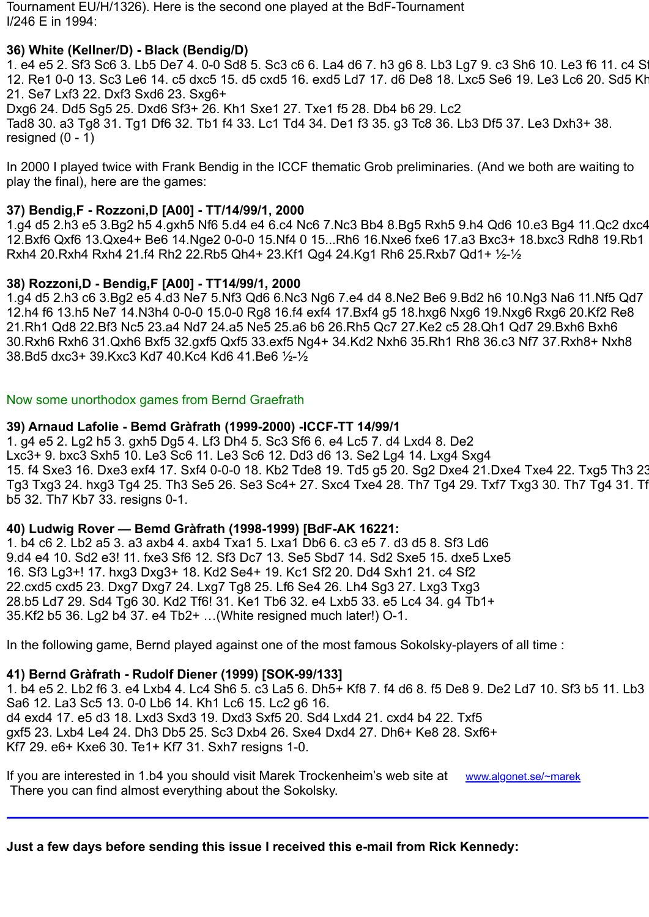Tournament EU/H/1326). Here is the second one played at the BdF-Tournament I/246 E in 1994:

**36) White (Kellner/D) - Black (Bendig/D)**
1. e4 e5 2. Sf3 Sc6 3. Lb5 De7 4. 0-0 Sd8 5. Sc3 c6 6. La4 d6 7. h3 g6 8. Lb3 Lg7 9. c3 Sh6 10. Le3 f6 11. c4 Sf 12. Re1 0-0 13. Sc3 Le6 14. c5 dxc5 15. d5 cxd5 16. exd5 Ld7 17. d6 De8 18. Lxc5 Se6 19. Le3 Lc6 20. Sd5 Kh 21. Se7 Lxf3 22. Dxf3 Sxd6 23. Sxg6+
Dxg6 24. Dd5 Sg5 25. Dxd6 Sf3+ 26. Kh1 Sxe1 27. Txe1 f5 28. Db4 b6 29. Lc2
Tad8 30. a3 Tg8 31. Tg1 Df6 32. Tb1 f4 33. Lc1 Td4 34. De1 f3 35. g3 Tc8 36. Lb3 Df5 37. Le3 Dxh3+ 38. resigned (0 - 1)

In 2000 I played twice with Frank Bendig in the ICCF thematic Grob preliminaries. (And we both are waiting to play the final), here are the games:

**37) Bendig,F - Rozzoni,D [A00] - TT/14/99/1, 2000**
1.g4 d5 2.h3 e5 3.Bg2 h5 4.gxh5 Nf6 5.d4 e4 6.c4 Nc6 7.Nc3 Bb4 8.Bg5 Rxh5 9.h4 Qd6 10.e3 Bg4 11.Qc2 dxc4 12.Bxf6 Qxf6 13.Qxe4+ Be6 14.Nge2 0-0-0 15.Nf4 0 15...Rh6 16.Nxe6 fxe6 17.a3 Bxc3+ 18.bxc3 Rdh8 19.Rb1 Rxh4 20.Rxh4 Rxh4 21.f4 Rh2 22.Rb5 Qh4+ 23.Kf1 Qg4 24.Kg1 Rh6 25.Rxb7 Qd1+ ½-½

**38) Rozzoni,D - Bendig,F [A00] - TT14/99/1, 2000**
1.g4 d5 2.h3 c6 3.Bg2 e5 4.d3 Ne7 5.Nf3 Qd6 6.Nc3 Ng6 7.e4 d4 8.Ne2 Be6 9.Bd2 h6 10.Ng3 Na6 11.Nf5 Qd7 12.h4 f6 13.h5 Ne7 14.N3h4 0-0-0 15.0-0 Rg8 16.f4 exf4 17.Bxf4 g5 18.hxg6 Nxg6 19.Nxg6 Rxg6 20.Kf2 Re8 21.Rh1 Qd8 22.Bf3 Nc5 23.a4 Nd7 24.a5 Ne5 25.a6 b6 26.Rh5 Qc7 27.Ke2 c5 28.Qh1 Qd7 29.Bxh6 Bxh6 30.Rxh6 Rxh6 31.Qxh6 Bxf5 32.gxf5 Qxf5 33.exf5 Ng4+ 34.Kd2 Nxh6 35.Rh1 Rh8 36.c3 Nf7 37.Rxh8+ Nxh8 38.Bd5 dxc3+ 39.Kxc3 Kd7 40.Kc4 Kd6 41.Be6 ½-½

Now some unorthodox games from Bernd Graefrath

**39) Arnaud Lafolie - Bemd Gràfrath (1999-2000) -ICCF-TT 14/99/1**
1. g4 e5 2. Lg2 h5 3. gxh5 Dg5 4. Lf3 Dh4 5. Sc3 Sf6 6. e4 Lc5 7. d4 Lxd4 8. De2
Lxc3+ 9. bxc3 Sxh5 10. Le3 Sc6 11. Le3 Sc6 12. Dd3 d6 13. Se2 Lg4 14. Lxg4 Sxg4
15. f4 Sxe3 16. Dxe3 exf4 17. Sxf4 0-0-0 18. Kb2 Tde8 19. Td5 g5 20. Sg2 Dxe4 21.Dxe4 Txe4 22. Txg5 Th3 23 Tg3 Txg3 24. hxg3 Tg4 25. Th3 Se5 26. Se3 Sc4+ 27. Sxc4 Txe4 28. Th7 Tg4 29. Txf7 Txg3 30. Th7 Tg4 31. Tf b5 32. Th7 Kb7 33. resigns 0-1.

**40) Ludwig Rover — Bemd Gràfrath (1998-1999) [BdF-AK 16221:**
1. b4 c6 2. Lb2 a5 3. a3 axb4 4. axb4 Txa1 5. Lxa1 Db6 6. c3 e5 7. d3 d5 8. Sf3 Ld6
9.d4 e4 10. Sd2 e3! 11. fxe3 Sf6 12. Sf3 Dc7 13. Se5 Sbd7 14. Sd2 Sxe5 15. dxe5 Lxe5
16. Sf3 Lg3+! 17. hxg3 Dxg3+ 18. Kd2 Se4+ 19. Kc1 Sf2 20. Dd4 Sxh1 21. c4 Sf2
22.cxd5 cxd5 23. Dxg7 Dxg7 24. Lxg7 Tg8 25. Lf6 Se4 26. Lh4 Sg3 27. Lxg3 Txg3
28.b5 Ld7 29. Sd4 Tg6 30. Kd2 Tf6! 31. Ke1 Tb6 32. e4 Lxb5 33. e5 Lc4 34. g4 Tb1+
35.Kf2 b5 36. Lg2 b4 37. e4 Tb2+ …(White resigned much later!) O-1.

In the following game, Bernd played against one of the most famous Sokolsky-players of all time :

**41) Bernd Gràfrath - Rudolf Diener (1999) [SOK-99/133]**
1. b4 e5 2. Lb2 f6 3. e4 Lxb4 4. Lc4 Sh6 5. c3 La5 6. Dh5+ Kf8 7. f4 d6 8. f5 De8 9. De2 Ld7 10. Sf3 b5 11. Lb3 Sa6 12. La3 Sc5 13. 0-0 Lb6 14. Kh1 Lc6 15. Lc2 g6 16.
d4 exd4 17. e5 d3 18. Lxd3 Sxd3 19. Dxd3 Sxf5 20. Sd4 Lxd4 21. cxd4 b4 22. Txf5
gxf5 23. Lxb4 Le4 24. Dh3 Db5 25. Sc3 Dxb4 26. Sxe4 Dxd4 27. Dh6+ Ke8 28. Sxf6+
Kf7 29. e6+ Kxe6 30. Te1+ Kf7 31. Sxh7 resigns 1-0.

If you are interested in 1.b4 you should visit Marek Trockenheim's web site at www.algonet.se/~marek
There you can find almost everything about the Sokolsky.

---

**Just a few days before sending this issue I received this e-mail from Rick Kennedy:**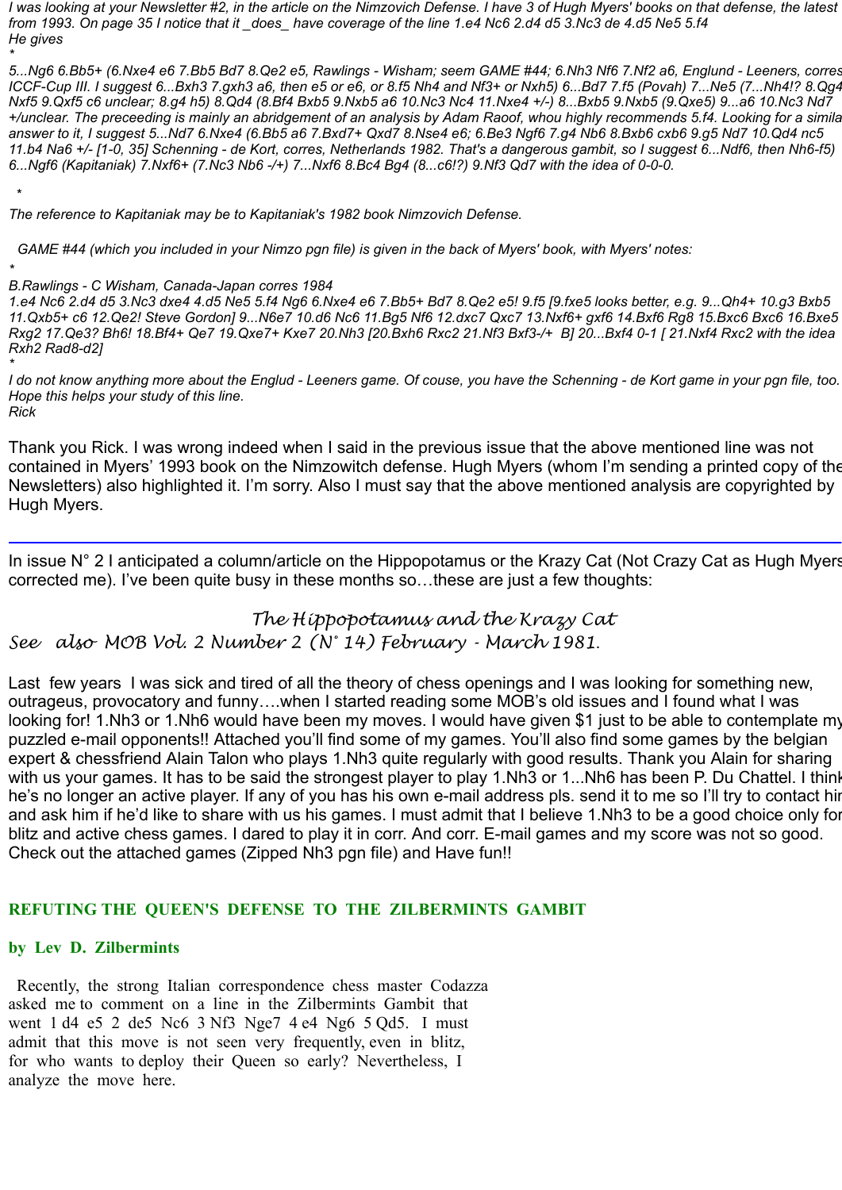*I was looking at your Newsletter #2, in the article on the Nimzovich Defense. I have 3 of Hugh Myers' books on that defense, the latest from 1993. On page 35 I notice that it _does_ have coverage of the line 1.e4 Nc6 2.d4 d5 3.Nc3 de 4.d5 Ne5 5.f4*
*He gives*
*

*5...Ng6 6.Bb5+ (6.Nxe4 e6 7.Bb5 Bd7 8.Qe2 e5, Rawlings - Wisham; seem GAME #44; 6.Nh3 Nf6 7.Nf2 a6, Englund - Leeners, corres ICCF-Cup III. I suggest 6...Bxh3 7.gxh3 a6, then e5 or e6, or 8.f5 Nh4 and Nf3+ or Nxh5) 6...Bd7 7.f5 (Povah) 7...Ne5 (7...Nh4!? 8.Qg4 Nxf5 9.Qxf5 c6 unclear; 8.g4 h5) 8.Qd4 (8.Bf4 Bxb5 9.Nxb5 a6 10.Nc3 Nc4 11.Nxe4 +/-) 8...Bxb5 9.Nxb5 (9.Qxe5) 9...a6 10.Nc3 Nd7 +/unclear. The preceeding is mainly an abridgement of an analysis by Adam Raoof, whou highly recommends 5.f4. Looking for a similar answer to it, I suggest 5...Nd7 6.Nxe4 (6.Bb5 a6 7.Bxd7+ Qxd7 8.Nse4 e6; 6.Be3 Ngf6 7.g4 Nb6 8.Bxb6 cxb6 9.g5 Nd7 10.Qd4 nc5 11.b4 Na6 +/- [1-0, 35] Schenning - de Kort, corres, Netherlands 1982. That's a dangerous gambit, so I suggest 6...Ndf6, then Nh6-f5) 6...Ngf6 (Kapitaniak) 7.Nxf6+ (7.Nc3 Nb6 -/+) 7...Nxf6 8.Bc4 Bg4 (8...c6!?) 9.Nf3 Qd7 with the idea of 0-0-0.*

*

*The reference to Kapitaniak may be to Kapitaniak's 1982 book Nimzovich Defense.*

*GAME #44 (which you included in your Nimzo pgn file) is given in the back of Myers' book, with Myers' notes:*
*

*B.Rawlings - C Wisham, Canada-Japan corres 1984*
*1.e4 Nc6 2.d4 d5 3.Nc3 dxe4 4.d5 Ne5 5.f4 Ng6 6.Nxe4 e6 7.Bb5+ Bd7 8.Qe2 e5! 9.f5 [9.fxe5 looks better, e.g. 9...Qh4+ 10.g3 Bxb5 11.Qxb5+ c6 12.Qe2! Steve Gordon] 9...N6e7 10.d6 Nc6 11.Bg5 Nf6 12.dxc7 Qxc7 13.Nxf6+ gxf6 14.Bxf6 Rg8 15.Bxc6 Bxc6 16.Bxe5 Rxg2 17.Qe3? Bh6! 18.Bf4+ Qe7 19.Qxe7+ Kxe7 20.Nh3 [20.Bxh6 Rxc2 21.Nf3 Bxf3-/+ B] 20...Bxf4 0-1 [ 21.Nxf4 Rxc2 with the idea Rxh2 Rad8-d2]*
*

*I do not know anything more about the Englud - Leeners game. Of couse, you have the Schenning - de Kort game in your pgn file, too. Hope this helps your study of this line.*
*Rick*

Thank you Rick. I was wrong indeed when I said in the previous issue that the above mentioned line was not contained in Myers' 1993 book on the Nimzowitch defense. Hugh Myers (whom I'm sending a printed copy of the Newsletters) also highlighted it. I'm sorry. Also I must say that the above mentioned analysis are copyrighted by Hugh Myers.

---

In issue N° 2 I anticipated a column/article on the Hippopotamus or the Krazy Cat (Not Crazy Cat as Hugh Myers corrected me). I've been quite busy in these months so…these are just a few thoughts:

## The Hippopotamus and the Krazy Cat

*See also MOB Vol. 2 Number 2 (N° 14) February - March 1981.*

Last few years I was sick and tired of all the theory of chess openings and I was looking for something new, outrageus, provocatory and funny….when I started reading some MOB's old issues and I found what I was looking for! 1.Nh3 or 1.Nh6 would have been my moves. I would have given $1 to be able to contemplate my puzzled e-mail opponents!! Attached you'll find some of my games. You'll also find some games by the belgian expert & chessfriend Alain Talon who plays 1.Nh3 quite regularly with good results. Thank you Alain for sharing with us your games. It has to be said the strongest player to play 1.Nh3 or 1...Nh6 has been P. Du Chattel. I think he's no longer an active player. If any of you has his own e-mail address pls. send it to me so I'll try to contact him and ask him if he'd like to share with us his games. I must admit that I believe 1.Nh3 to be a good choice only for blitz and active chess games. I dared to play it in corr. And corr. E-mail games and my score was not so good. Check out the attached games (Zipped Nh3 pgn file) and Have fun!!

## REFUTING THE QUEEN'S DEFENSE TO THE ZILBERMINTS GAMBIT

**by Lev D. Zilbermints**

Recently, the strong Italian correspondence chess master Codazza asked me to comment on a line in the Zilbermints Gambit that went 1 d4 e5 2 de5 Nc6 3 Nf3 Nge7 4 e4 Ng6 5 Qd5. I must admit that this move is not seen very frequently, even in blitz, for who wants to deploy their Queen so early? Nevertheless, I analyze the move here.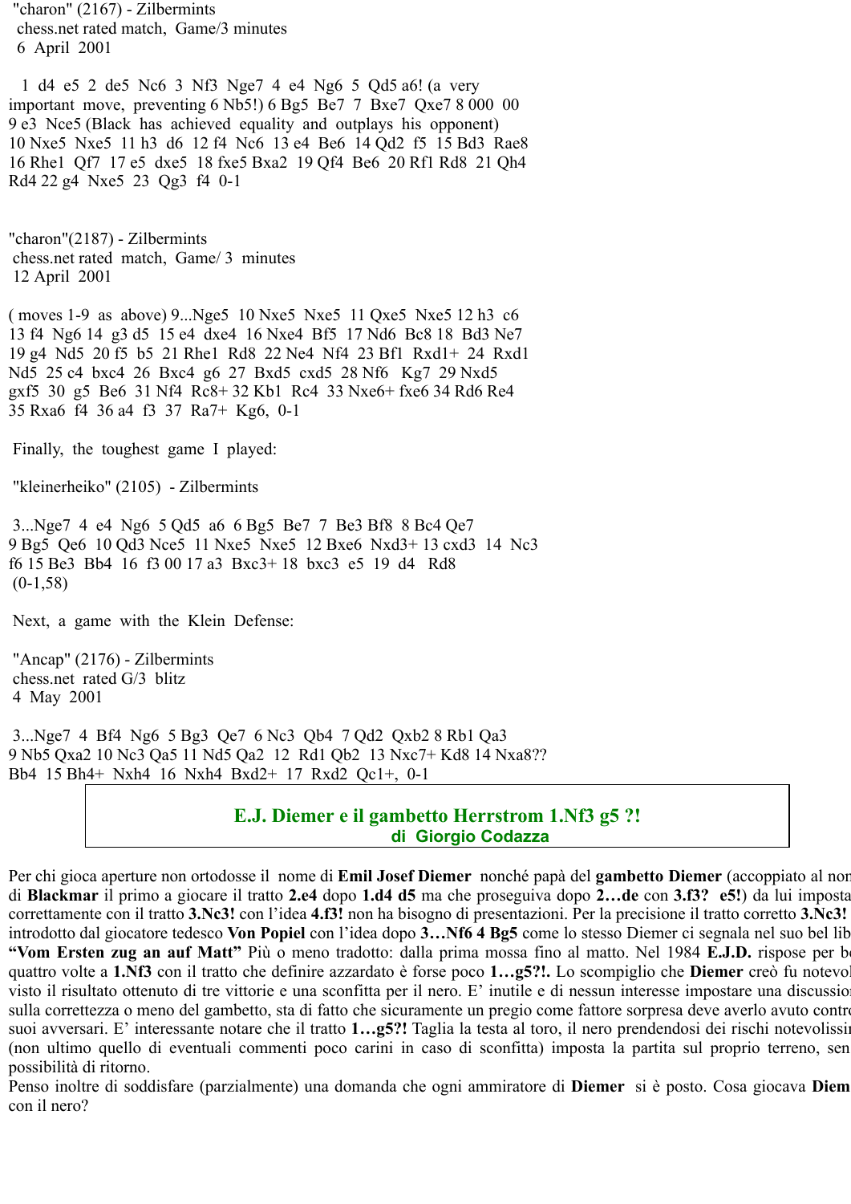"charon" (2167) - Zilbermints
chess.net rated match, Game/3 minutes
6 April 2001

1 d4 e5 2 de5 Nc6 3 Nf3 Nge7 4 e4 Ng6 5 Qd5 a6! (a very important move, preventing 6 Nb5!) 6 Bg5 Be7 7 Bxe7 Qxe7 8 000 00 9 e3 Nce5 (Black has achieved equality and outplays his opponent) 10 Nxe5 Nxe5 11 h3 d6 12 f4 Nc6 13 e4 Be6 14 Qd2 f5 15 Bd3 Rae8 16 Rhe1 Qf7 17 e5 dxe5 18 fxe5 Bxa2 19 Qf4 Be6 20 Rf1 Rd8 21 Qh4 Rd4 22 g4 Nxe5 23 Qg3 f4 0-1

"charon"(2187) - Zilbermints
chess.net rated match, Game/ 3 minutes
12 April 2001

( moves 1-9 as above) 9...Nge5 10 Nxe5 Nxe5 11 Qxe5 Nxe5 12 h3 c6 13 f4 Ng6 14 g3 d5 15 e4 dxe4 16 Nxe4 Bf5 17 Nd6 Bc8 18 Bd3 Ne7 19 g4 Nd5 20 f5 b5 21 Rhe1 Rd8 22 Ne4 Nf4 23 Bf1 Rxd1+ 24 Rxd1 Nd5 25 c4 bxc4 26 Bxc4 g6 27 Bxd5 cxd5 28 Nf6 Kg7 29 Nxd5 gxf5 30 g5 Be6 31 Nf4 Rc8+ 32 Kb1 Rc4 33 Nxe6+ fxe6 34 Rd6 Re4 35 Rxa6 f4 36 a4 f3 37 Ra7+ Kg6, 0-1

Finally, the toughest game I played:

"kleinerheiko" (2105) - Zilbermints

3...Nge7 4 e4 Ng6 5 Qd5 a6 6 Bg5 Be7 7 Be3 Bf8 8 Bc4 Qe7 9 Bg5 Qe6 10 Qd3 Nce5 11 Nxe5 Nxe5 12 Bxe6 Nxd3+ 13 cxd3 14 Nc3 f6 15 Be3 Bb4 16 f3 00 17 a3 Bxc3+ 18 bxc3 e5 19 d4 Rd8 (0-1,58)

Next, a game with the Klein Defense:

"Ancap" (2176) - Zilbermints
chess.net rated G/3 blitz
4 May 2001

3...Nge7 4 Bf4 Ng6 5 Bg3 Qe7 6 Nc3 Qb4 7 Qd2 Qxb2 8 Rb1 Qa3 9 Nb5 Qxa2 10 Nc3 Qa5 11 Nd5 Qa2 12 Rd1 Qb2 13 Nxc7+ Kd8 14 Nxa8?? Bb4 15 Bh4+ Nxh4 16 Nxh4 Bxd2+ 17 Rxd2 Qc1+, 0-1

## E.J. Diemer e il gambetto Herrstrom 1.Nf3 g5 ?!
### di Giorgio Codazza

Per chi gioca aperture non ortodosse il nome di **Emil Josef Diemer** nonché papà del **gambetto Diemer** (accoppiato al nom di **Blackmar** il primo a giocare il tratto **2.e4** dopo **1.d4 d5** ma che proseguiva dopo **2…de** con **3.f3? e5!**) da lui imposta correttamente con il tratto **3.Nc3!** con l'idea **4.f3!** non ha bisogno di presentazioni. Per la precisione il tratto corretto **3.Nc3!** introdotto dal giocatore tedesco **Von Popiel** con l'idea dopo **3…Nf6 4 Bg5** come lo stesso Diemer ci segnala nel suo bel lib **"Vom Ersten zug an auf Matt"** Più o meno tradotto: dalla prima mossa fino al matto. Nel 1984 **E.J.D.** rispose per b quattro volte a **1.Nf3** con il tratto che definire azzardato è forse poco **1…g5?!**. Lo scompiglio che **Diemer** creò fu notevol visto il risultato ottenuto di tre vittorie e una sconfitta per il nero. E' inutile e di nessun interesse impostare una discussion sulla correttezza o meno del gambetto, sta di fatto che sicuramente un pregio come fattore sorpresa deve averlo avuto contr suoi avversari. E' interessante notare che il tratto **1…g5?!** Taglia la testa al toro, il nero prendendosi dei rischi notevolissi (non ultimo quello di eventuali commenti poco carini in caso di sconfitta) imposta la partita sul proprio terreno, sen possibilità di ritorno.
Penso inoltre di soddisfare (parzialmente) una domanda che ogni ammiratore di **Diemer** si è posto. Cosa giocava **Diem** con il nero?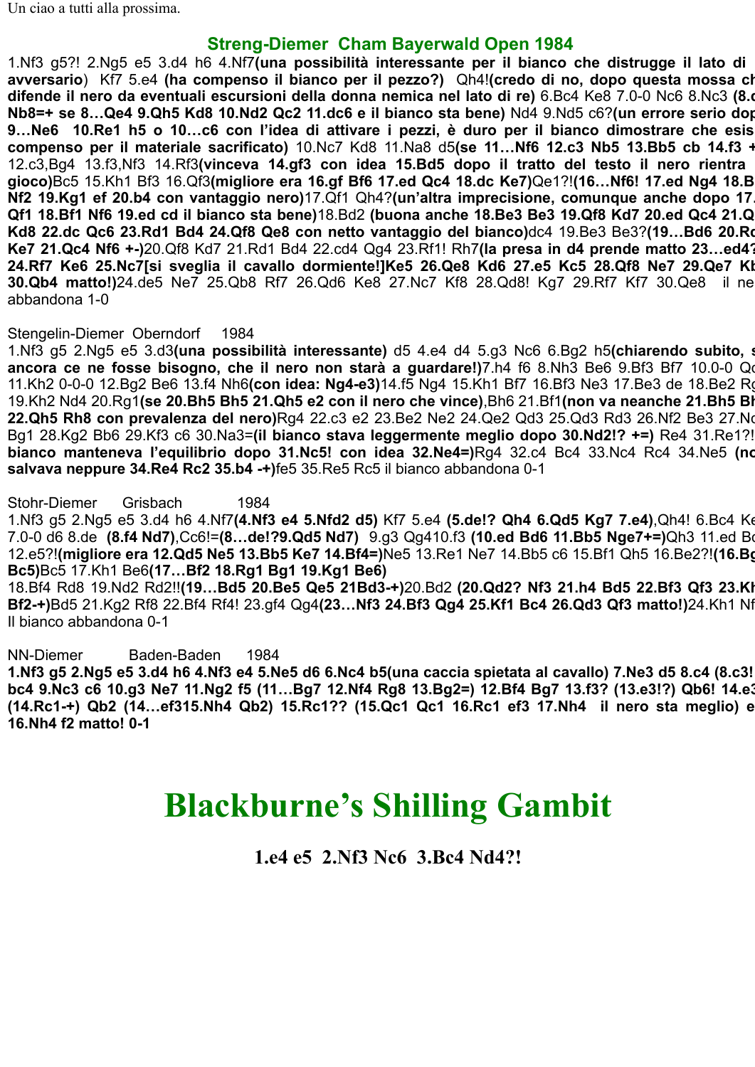Un ciao a tutti alla prossima.

## Streng-Diemer Cham Bayerwald Open 1984

1.Nf3 g5?! 2.Ng5 e5 3.d4 h6 4.Nf7**(una possibilità interessante per il bianco che distrugge il lato di avversario)** Kf7 5.e4 **(ha compenso il bianco per il pezzo?)** Qh4!**(credo di no, dopo questa mossa ch difende il nero da eventuali escursioni della donna nemica nel lato di re)** 6.Bc4 Ke8 7.0-0 Nc6 8.Nc3 **(8.c Nb8=+ se 8…Qe4 9.Qh5 Kd8 10.Nd2 Qc2 11.dc6 e il bianco sta bene)** Nd4 9.Nd5 c6?**(un errore serio dop 9…Ne6 10.Re1 h5 o 10…c6 con l'idea di attivare i pezzi, è duro per il bianco dimostrare che esis compenso per il materiale sacrificato)** 10.Nc7 Kd8 11.Na8 d5**(se 11…Nf6 12.c3 Nb5 13.Bb5 cb 14.f3 +** 12.c3,Bg4 13.f3,Nf3 14.Rf3**(vinceva 14.gf3 con idea 15.Bd5 dopo il tratto del testo il nero rientra gioco)**Bc5 15.Kh1 Bf3 16.Qf3**(migliore era 16.gf Bf6 17.ed Qc4 18.dc Ke7)**Qe1?!**(16…Nf6! 17.ed Ng4 18.B Nf2 19.Kg1 ef 20.b4 con vantaggio nero)**17.Qf1 Qh4?**(un'altra imprecisione, comunque anche dopo 17. Qf1 18.Bf1 Nf6 19.ed cd il bianco sta bene)**18.Bd2 **(buona anche 18.Be3 Be3 19.Qf8 Kd7 20.ed Qc4 21.Q Kd8 22.dc Qc6 23.Rd1 Bd4 24.Qf8 Qe8 con netto vantaggio del bianco)**dc4 19.Be3 Be3?**(19…Bd6 20.Rc Ke7 21.Qc4 Nf6 +-)**20.Qf8 Kd7 21.Rd1 Bd4 22.cd4 Qg4 23.Rf1! Rh7**(la presa in d4 prende matto 23…ed4? 24.Rf7 Ke6 25.Nc7[si sveglia il cavallo dormiente!]Ke5 26.Qe8 Kd6 27.e5 Kc5 28.Qf8 Ne7 29.Qe7 Kb 30.Qb4 matto!)**24.de5 Ne7 25.Qb8 Rf7 26.Qd6 Ke8 27.Nc7 Kf8 28.Qd8! Kg7 29.Rf7 Kf7 30.Qe8 il ne abbandona 1-0

Stengelin-Diemer Oberndorf 1984

1.Nf3 g5 2.Ng5 e5 3.d3**(una possibilità interessante)** d5 4.e4 d4 5.g3 Nc6 6.Bg2 h5**(chiarendo subito, s ancora ce ne fosse bisogno, che il nero non starà a guardare!)**7.h4 f6 8.Nh3 Be6 9.Bf3 Bf7 10.0-0 Qc 11.Kh2 0-0-0 12.Bg2 Be6 13.f4 Nh6**(con idea: Ng4-e3)**14.f5 Ng4 15.Kh1 Bf7 16.Bf3 Ne3 17.Be3 de 18.Be2 Rg 19.Kh2 Nd4 20.Rg1**(se 20.Bh5 Bh5 21.Qh5 e2 con il nero che vince)**,Bh6 21.Bf1**(non va neanche 21.Bh5 Bh 22.Qh5 Rh8 con prevalenza del nero)**Rg4 22.c3 e2 23.Be2 Ne2 24.Qe2 Qd3 25.Qd3 Rd3 26.Nf2 Be3 27.Nc Bg1 28.Kg2 Bb6 29.Kf3 c6 30.Na3=**(il bianco stava leggermente meglio dopo 30.Nd2!? +=)** Re4 31.Re1?! **bianco manteneva l'equilibrio dopo 31.Nc5! con idea 32.Ne4=)**Rg4 32.c4 Bc4 33.Nc4 Rc4 34.Ne5 **(no salvava neppure 34.Re4 Rc2 35.b4 -+)**fe5 35.Re5 Rc5 il bianco abbandona 0-1

Stohr-Diemer Grisbach 1984

1.Nf3 g5 2.Ng5 e5 3.d4 h6 4.Nf7**(4.Nf3 e4 5.Nfd2 d5)** Kf7 5.e4 **(5.de!? Qh4 6.Qd5 Kg7 7.e4)**,Qh4! 6.Bc4 Ke 7.0-0 d6 8.de **(8.f4 Nd7)**,Cc6!=**(8…de!?9.Qd5 Nd7)** 9.g3 Qg410.f3 **(10.ed Bd6 11.Bb5 Nge7+=)**Qh3 11.ed Bc 12.e5?!**(migliore era 12.Qd5 Ne5 13.Bb5 Ke7 14.Bf4=)**Ne5 13.Re1 Ne7 14.Bb5 c6 15.Bf1 Qh5 16.Be2?!**(16.Bg Bc5)**Bc5 17.Kh1 Be6**(17…Bf2 18.Rg1 Bg1 19.Kg1 Be6)**
18.Bf4 Rd8 19.Nd2 Rd2!!**(19…Bd5 20.Be5 Qe5 21Bd3-+)**20.Bd2 **(20.Qd2? Nf3 21.h4 Bd5 22.Bf3 Qf3 23.Kh Bf2-+)**Bd5 21.Kg2 Rf8 22.Bf4 Rf4! 23.gf4 Qg4**(23…Nf3 24.Bf3 Qg4 25.Kf1 Bc4 26.Qd3 Qf3 matto!)**24.Kh1 Nf Il bianco abbandona 0-1

NN-Diemer Baden-Baden 1984

**1.Nf3 g5 2.Ng5 e5 3.d4 h6 4.Nf3 e4 5.Ne5 d6 6.Nc4 b5(una caccia spietata al cavallo) 7.Ne3 d5 8.c4 (8.c3! bc4 9.Nc3 c6 10.g3 Ne7 11.Ng2 f5 (11…Bg7 12.Nf4 Rg8 13.Bg2=) 12.Bf4 Bg7 13.f3? (13.e3!?) Qb6! 14.e3 (14.Rc1-+) Qb2 (14…ef315.Nh4 Qb2) 15.Rc1?? (15.Qc1 Qc1 16.Rc1 ef3 17.Nh4 il nero sta meglio) e 16.Nh4 f2 matto! 0-1**

# Blackburne's Shilling Gambit

### 1.e4 e5 2.Nf3 Nc6 3.Bc4 Nd4?!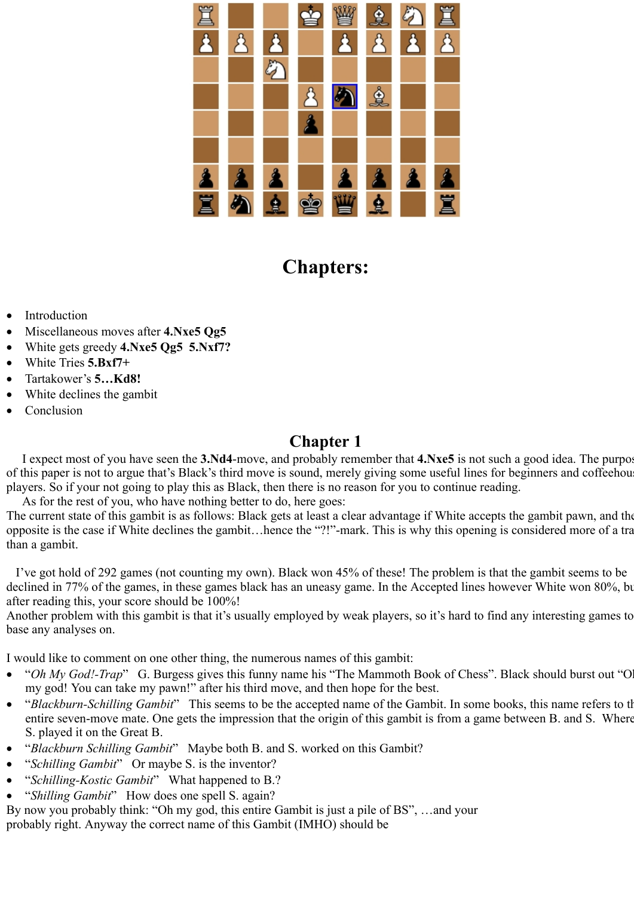# Chapters:

- Introduction
- Miscellaneous moves after **4.Nxe5 Qg5**
- White gets greedy **4.Nxe5 Qg5 5.Nxf7?**
- White Tries **5.Bxf7+**
- Tartakower's **5…Kd8!**
- White declines the gambit
- Conclusion

## Chapter 1

I expect most of you have seen the **3.Nd4**-move, and probably remember that **4.Nxe5** is not such a good idea. The purpos of this paper is not to argue that's Black's third move is sound, merely giving some useful lines for beginners and coffeehous players. So if your not going to play this as Black, then there is no reason for you to continue reading.

As for the rest of you, who have nothing better to do, here goes:

The current state of this gambit is as follows: Black gets at least a clear advantage if White accepts the gambit pawn, and the opposite is the case if White declines the gambit…hence the "?!"-mark. This is why this opening is considered more of a tra than a gambit.

I've got hold of 292 games (not counting my own). Black won 45% of these! The problem is that the gambit seems to be declined in 77% of the games, in these games black has an uneasy game. In the Accepted lines however White won 80%, bu after reading this, your score should be 100%!

Another problem with this gambit is that it's usually employed by weak players, so it's hard to find any interesting games to base any analyses on.

I would like to comment on one other thing, the numerous names of this gambit:

- "*Oh My God!-Trap*" G. Burgess gives this funny name his "The Mammoth Book of Chess". Black should burst out "Oh my god! You can take my pawn!" after his third move, and then hope for the best.
- "*Blackburn-Schilling Gambit*" This seems to be the accepted name of the Gambit. In some books, this name refers to th entire seven-move mate. One gets the impression that the origin of this gambit is from a game between B. and S. Where S. played it on the Great B.
- "*Blackburn Schilling Gambit*" Maybe both B. and S. worked on this Gambit?
- "*Schilling Gambit*" Or maybe S. is the inventor?
- "*Schilling-Kostic Gambit*" What happened to B.?
- "*Shilling Gambit*" How does one spell S. again?

By now you probably think: "Oh my god, this entire Gambit is just a pile of BS", …and your probably right. Anyway the correct name of this Gambit (IMHO) should be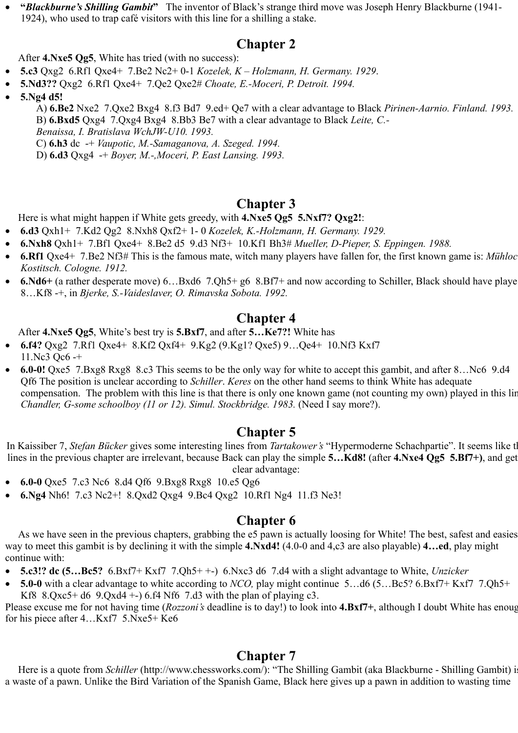- **"*Blackburne's Shilling Gambit*"** The inventor of Black's strange third move was Joseph Henry Blackburne (1941-1924), who used to trap café visitors with this line for a shilling a stake.

## Chapter 2

After **4.Nxe5 Qg5**, White has tried (with no success):

- **5.c3** Qxg2 6.Rf1 Qxe4+ 7.Be2 Nc2+ 0-1 *Kozelek, K – Holzmann, H. Germany. 1929.*
- **5.Nd3??** Qxg2 6.Rf1 Qxe4+ 7.Qe2 Qxe2# *Choate, E.-Moceri, P. Detroit. 1994.*
- **5.Ng4 d5!**
  - A) **6.Be2** Nxe2 7.Qxe2 Bxg4 8.f3 Bd7 9.ed+ Qe7 with a clear advantage to Black *Pirinen-Aarnio. Finland. 1993.*
  - B) **6.Bxd5** Qxg4 7.Qxg4 Bxg4 8.Bb3 Be7 with a clear advantage to Black *Leite, C.-Benaissa, I. Bratislava WchJW-U10. 1993.*
  - C) **6.h3** dc -+ *Vaupotic, M.-Samaganova, A. Szeged. 1994.*
  - D) **6.d3** Qxg4 -+ *Boyer, M.-,Moceri, P. East Lansing. 1993.*

## Chapter 3

Here is what might happen if White gets greedy, with **4.Nxe5 Qg5 5.Nxf7? Qxg2!**:

- **6.d3** Qxh1+ 7.Kd2 Qg2 8.Nxh8 Qxf2+ 1- 0 *Kozelek, K.-Holzmann, H. Germany. 1929.*
- **6.Nxh8** Qxh1+ 7.Bf1 Qxe4+ 8.Be2 d5 9.d3 Nf3+ 10.Kf1 Bh3# *Mueller, D-Pieper, S. Eppingen. 1988.*
- **6.Rf1** Qxe4+ 7.Be2 Nf3# This is the famous mate, witch many players have fallen for, the first known game is: *Mühloc Kostitsch. Cologne. 1912.*
- **6.Nd6+** (a rather desperate move) 6…Bxd6 7.Qh5+ g6 8.Bf7+ and now according to Schiller, Black should have playe 8…Kf8 -+, in *Bjerke, S.-Vaideslaver, O. Rimavska Sobota. 1992.*

## Chapter 4

After **4.Nxe5 Qg5**, White's best try is **5.Bxf7**, and after **5…Ke7?!** White has

- **6.f4?** Qxg2 7.Rf1 Qxe4+ 8.Kf2 Qxf4+ 9.Kg2 (9.Kg1? Qxe5) 9…Qe4+ 10.Nf3 Kxf7 11.Nc3 Qc6 -+
- **6.0-0!** Qxe5 7.Bxg8 Rxg8 8.c3 This seems to be the only way for white to accept this gambit, and after 8…Nc6 9.d4 Qf6 The position is unclear according to *Schiller*. *Keres* on the other hand seems to think White has adequate compensation. The problem with this line is that there is only one known game (not counting my own) played in this lin *Chandler, G-some schoolboy (11 or 12). Simul. Stockbridge. 1983.* (Need I say more?).

## Chapter 5

In Kaissiber 7, *Stefan Bücker* gives some interesting lines from *Tartakower's* "Hypermoderne Schachpartie". It seems like th lines in the previous chapter are irrelevant, because Back can play the simple **5…Kd8!** (after **4.Nxe4 Qg5 5.Bf7+)**, and get clear advantage:

- **6.0-0** Qxe5 7.c3 Nc6 8.d4 Qf6 9.Bxg8 Rxg8 10.e5 Qg6
- **6.Ng4** Nh6! 7.c3 Nc2+! 8.Qxd2 Qxg4 9.Bc4 Qxg2 10.Rf1 Ng4 11.f3 Ne3!

## Chapter 6

As we have seen in the previous chapters, grabbing the e5 pawn is actually loosing for White! The best, safest and easies way to meet this gambit is by declining it with the simple **4.Nxd4!** (4.0-0 and 4,c3 are also playable) **4…ed**, play might continue with:

- **5.c3!? dc (5…Bc5?** 6.Bxf7+ Kxf7 7.Qh5+ +-) 6.Nxc3 d6 7.d4 with a slight advantage to White, *Unzicker*
- **5.0-0** with a clear advantage to white according to *NCO,* play might continue 5…d6 (5…Bc5? 6.Bxf7+ Kxf7 7.Qh5+ Kf8 8.Qxc5+ d6 9.Qxd4 +-) 6.f4 Nf6 7.d3 with the plan of playing c3.

Please excuse me for not having time (*Rozzoni's* deadline is to day!) to look into **4.Bxf7+**, although I doubt White has enoug for his piece after 4…Kxf7 5.Nxe5+ Ke6

## Chapter 7

Here is a quote from *Schiller* (http://www.chessworks.com/): "The Shilling Gambit (aka Blackburne - Shilling Gambit) is a waste of a pawn. Unlike the Bird Variation of the Spanish Game, Black here gives up a pawn in addition to wasting time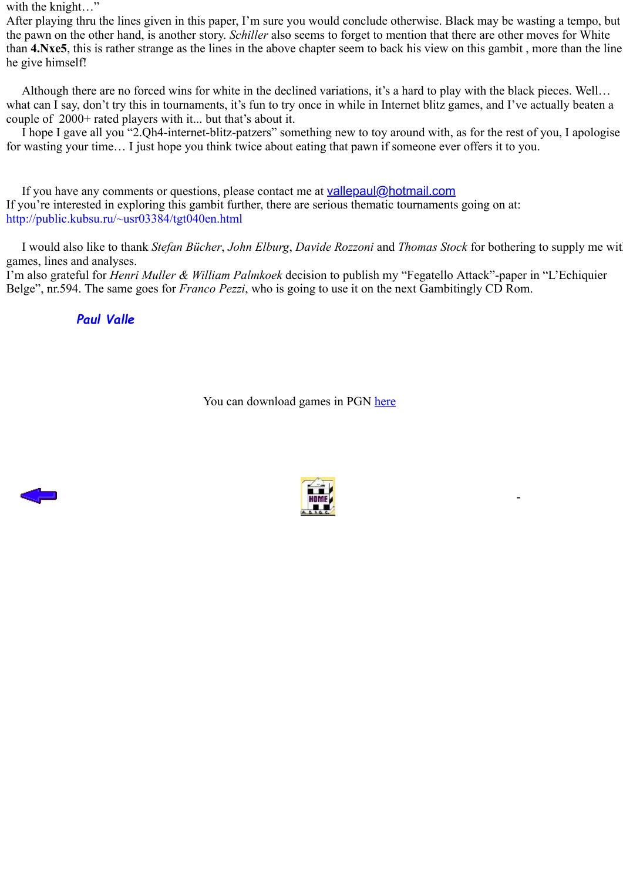with the knight…"

After playing thru the lines given in this paper, I'm sure you would conclude otherwise. Black may be wasting a tempo, but the pawn on the other hand, is another story. *Schiller* also seems to forget to mention that there are other moves for White than **4.Nxe5**, this is rather strange as the lines in the above chapter seem to back his view on this gambit , more than the line he give himself!

Although there are no forced wins for white in the declined variations, it's a hard to play with the black pieces. Well… what can I say, don't try this in tournaments, it's fun to try once in while in Internet blitz games, and I've actually beaten a couple of 2000+ rated players with it... but that's about it.

I hope I gave all you "2.Qh4-internet-blitz-patzers" something new to toy around with, as for the rest of you, I apologise for wasting your time… I just hope you think twice about eating that pawn if someone ever offers it to you.

If you have any comments or questions, please contact me at vallepaul@hotmail.com

If you're interested in exploring this gambit further, there are serious thematic tournaments going on at: http://public.kubsu.ru/~usr03384/tgt040en.html

I would also like to thank *Stefan Bücher*, *John Elburg*, *Davide Rozzoni* and *Thomas Stock* for bothering to supply me with games, lines and analyses.

I'm also grateful for *Henri Muller & William Palmkoek* decision to publish my "Fegatello Attack"-paper in "L'Echiquier Belge", nr.594. The same goes for *Franco Pezzi*, who is going to use it on the next Gambitingly CD Rom.

***Paul Valle***

You can download games in PGN here

-